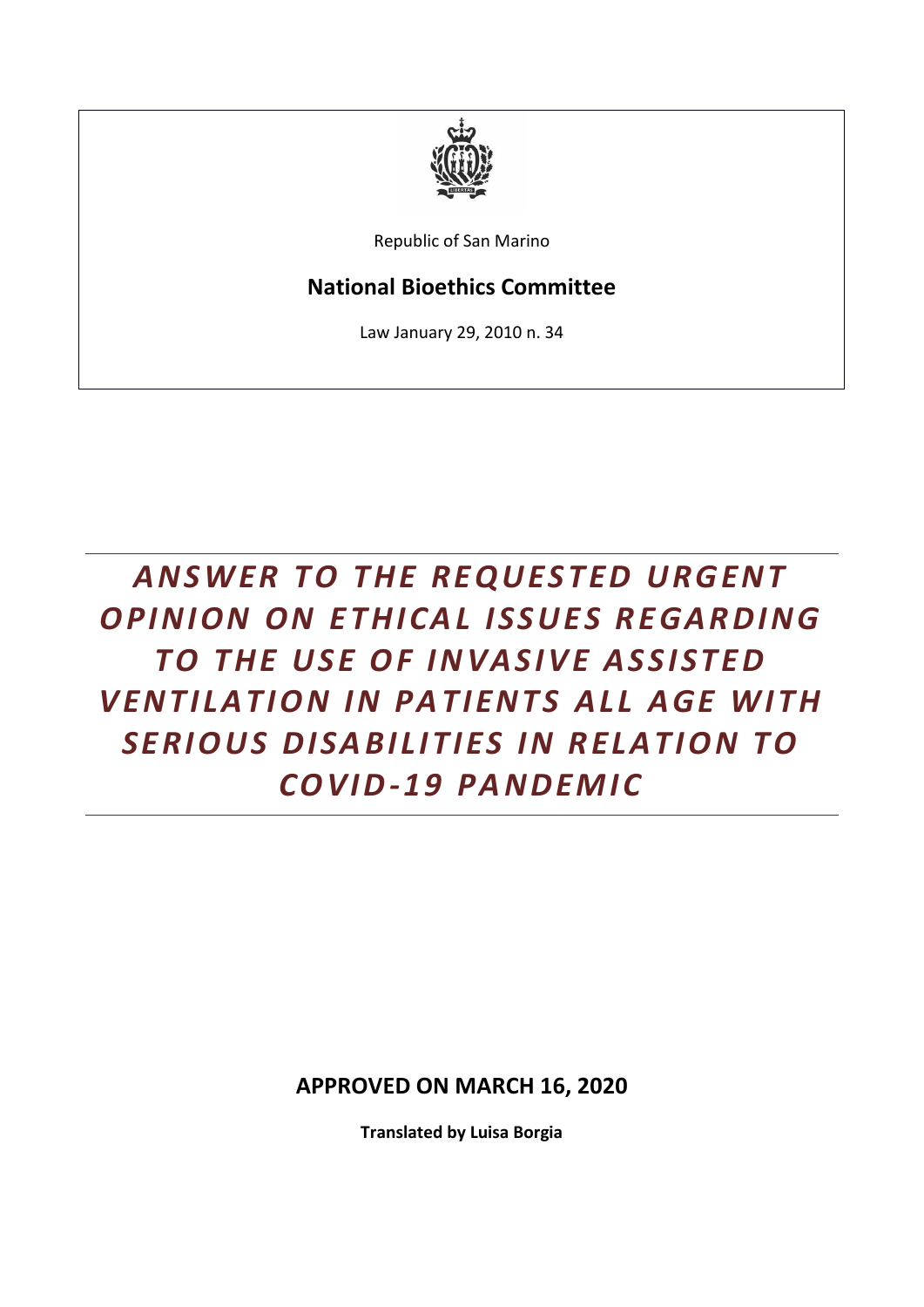Republic of San Marino

**National Bioethics Committee**

Law January 29, 2010 n. 34

# *ANSWER TO THE REQUESTED URGENT OPINION ON ETHICAL ISSUES REGARDING TO THE USE OF INVASIVE ASSISTED VENTILATION IN PATIENTS ALL AGE WITH SERIOUS DISABILITIES IN RELATION TO COVID-19 PANDEMIC*

**APPROVED ON MARCH 16, 2020**

**Translated by Luisa Borgia**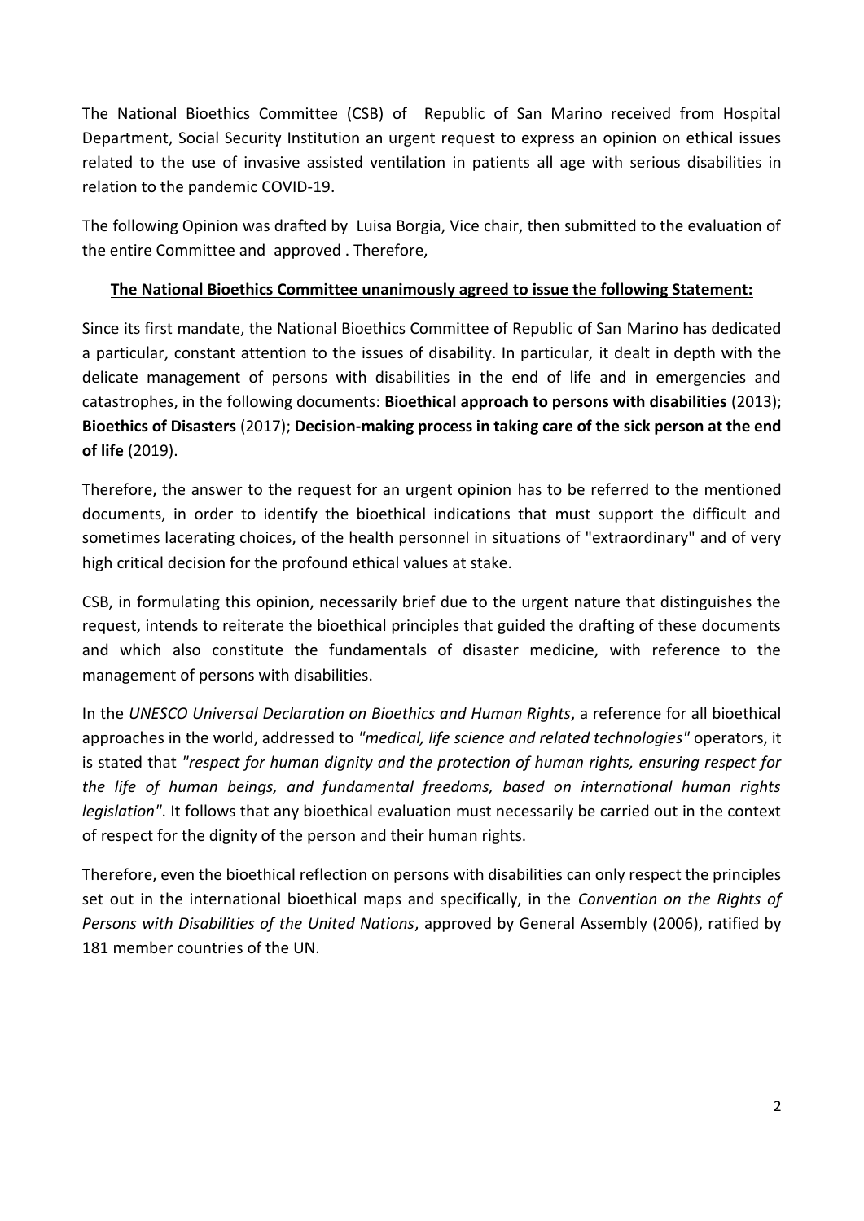The National Bioethics Committee (CSB) of Republic of San Marino received from Hospital Department, Social Security Institution an urgent request to express an opinion on ethical issues related to the use of invasive assisted ventilation in patients all age with serious disabilities in relation to the pandemic COVID-19.

The following Opinion was drafted by Luisa Borgia, Vice chair, then submitted to the evaluation of the entire Committee and approved . Therefore,

**The National Bioethics Committee unanimously agreed to issue the following Statement:**

Since its first mandate, the National Bioethics Committee of Republic of San Marino has dedicated a particular, constant attention to the issues of disability. In particular, it dealt in depth with the delicate management of persons with disabilities in the end of life and in emergencies and catastrophes, in the following documents: **Bioethical approach to persons with disabilities** (2013); **Bioethics of Disasters** (2017); **Decision-making process in taking care of the sick person at the end of life** (2019).

Therefore, the answer to the request for an urgent opinion has to be referred to the mentioned documents, in order to identify the bioethical indications that must support the difficult and sometimes lacerating choices, of the health personnel in situations of "extraordinary" and of very high critical decision for the profound ethical values at stake.

CSB, in formulating this opinion, necessarily brief due to the urgent nature that distinguishes the request, intends to reiterate the bioethical principles that guided the drafting of these documents and which also constitute the fundamentals of disaster medicine, with reference to the management of persons with disabilities.

In the *UNESCO Universal Declaration on Bioethics and Human Rights*, a reference for all bioethical approaches in the world, addressed to *"medical, life science and related technologies"* operators, it is stated that *"respect for human dignity and the protection of human rights, ensuring respect for the life of human beings, and fundamental freedoms, based on international human rights legislation"*. It follows that any bioethical evaluation must necessarily be carried out in the context of respect for the dignity of the person and their human rights.

Therefore, even the bioethical reflection on persons with disabilities can only respect the principles set out in the international bioethical maps and specifically, in the *Convention on the Rights of Persons with Disabilities of the United Nations*, approved by General Assembly (2006), ratified by 181 member countries of the UN.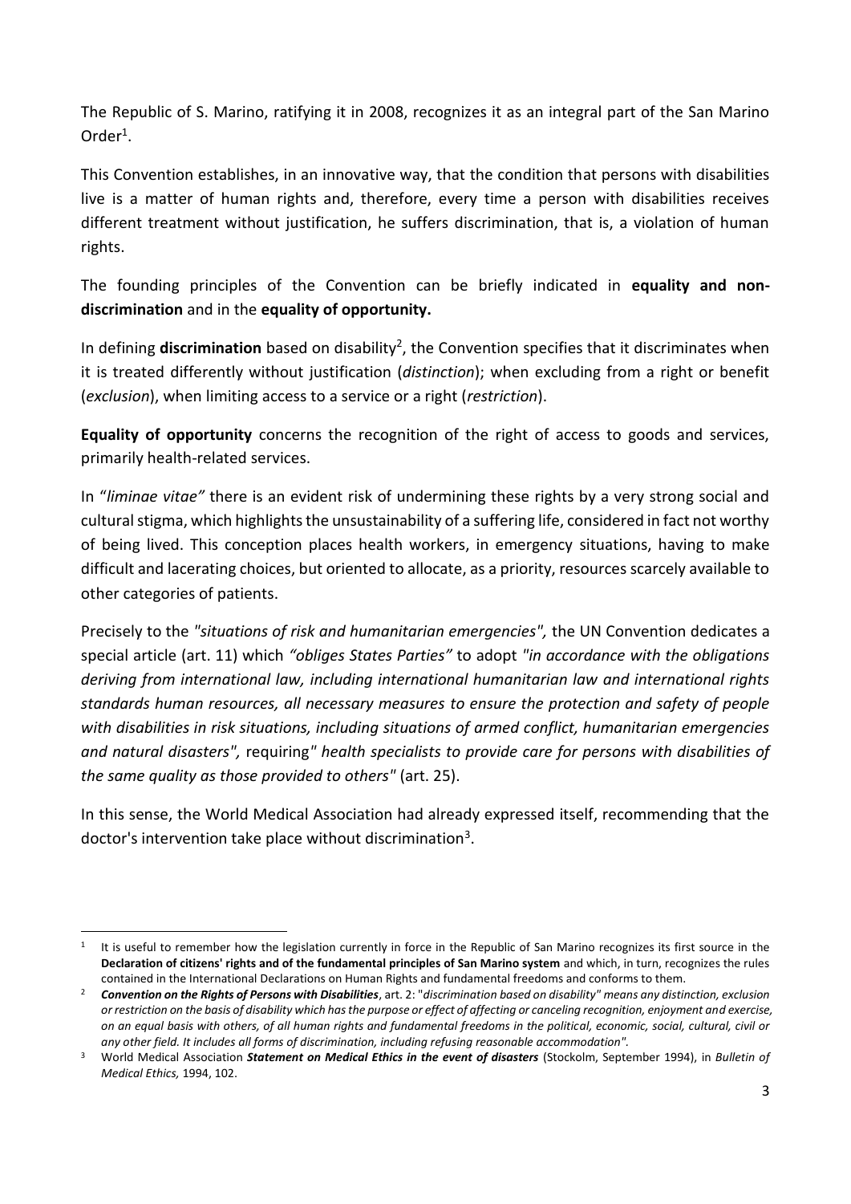The Republic of S. Marino, ratifying it in 2008, recognizes it as an integral part of the San Marino Order[1].

This Convention establishes, in an innovative way, that the condition that persons with disabilities live is a matter of human rights and, therefore, every time a person with disabilities receives different treatment without justification, he suffers discrimination, that is, a violation of human rights.

The founding principles of the Convention can be briefly indicated in **equality and non-discrimination** and in the **equality of opportunity.**

In defining **discrimination** based on disability[2], the Convention specifies that it discriminates when it is treated differently without justification (*distinction*); when excluding from a right or benefit (*exclusion*), when limiting access to a service or a right (*restriction*).

**Equality of opportunity** concerns the recognition of the right of access to goods and services, primarily health-related services.

In "*liminae vitae"* there is an evident risk of undermining these rights by a very strong social and cultural stigma, which highlights the unsustainability of a suffering life, considered in fact not worthy of being lived. This conception places health workers, in emergency situations, having to make difficult and lacerating choices, but oriented to allocate, as a priority, resources scarcely available to other categories of patients.

Precisely to the *"situations of risk and humanitarian emergencies",* the UN Convention dedicates a special article (art. 11) which *"obliges States Parties"* to adopt *"in accordance with the obligations deriving from international law, including international humanitarian law and international rights standards human resources, all necessary measures to ensure the protection and safety of people with disabilities in risk situations, including situations of armed conflict, humanitarian emergencies and natural disasters",* requiring*" health specialists to provide care for persons with disabilities of the same quality as those provided to others"* (art. 25).

In this sense, the World Medical Association had already expressed itself, recommending that the doctor's intervention take place without discrimination[3].

---

[1] It is useful to remember how the legislation currently in force in the Republic of San Marino recognizes its first source in the **Declaration of citizens' rights and of the fundamental principles of San Marino system** and which, in turn, recognizes the rules contained in the International Declarations on Human Rights and fundamental freedoms and conforms to them.

[2] ***Convention on the Rights of Persons with Disabilities***, art. 2: "*discrimination based on disability" means any distinction, exclusion or restriction on the basis of disability which has the purpose or effect of affecting or canceling recognition, enjoyment and exercise, on an equal basis with others, of all human rights and fundamental freedoms in the political, economic, social, cultural, civil or any other field. It includes all forms of discrimination, including refusing reasonable accommodation".*

[3] World Medical Association ***Statement on Medical Ethics in the event of disasters*** (Stockolm, September 1994), in *Bulletin of Medical Ethics,* 1994, 102.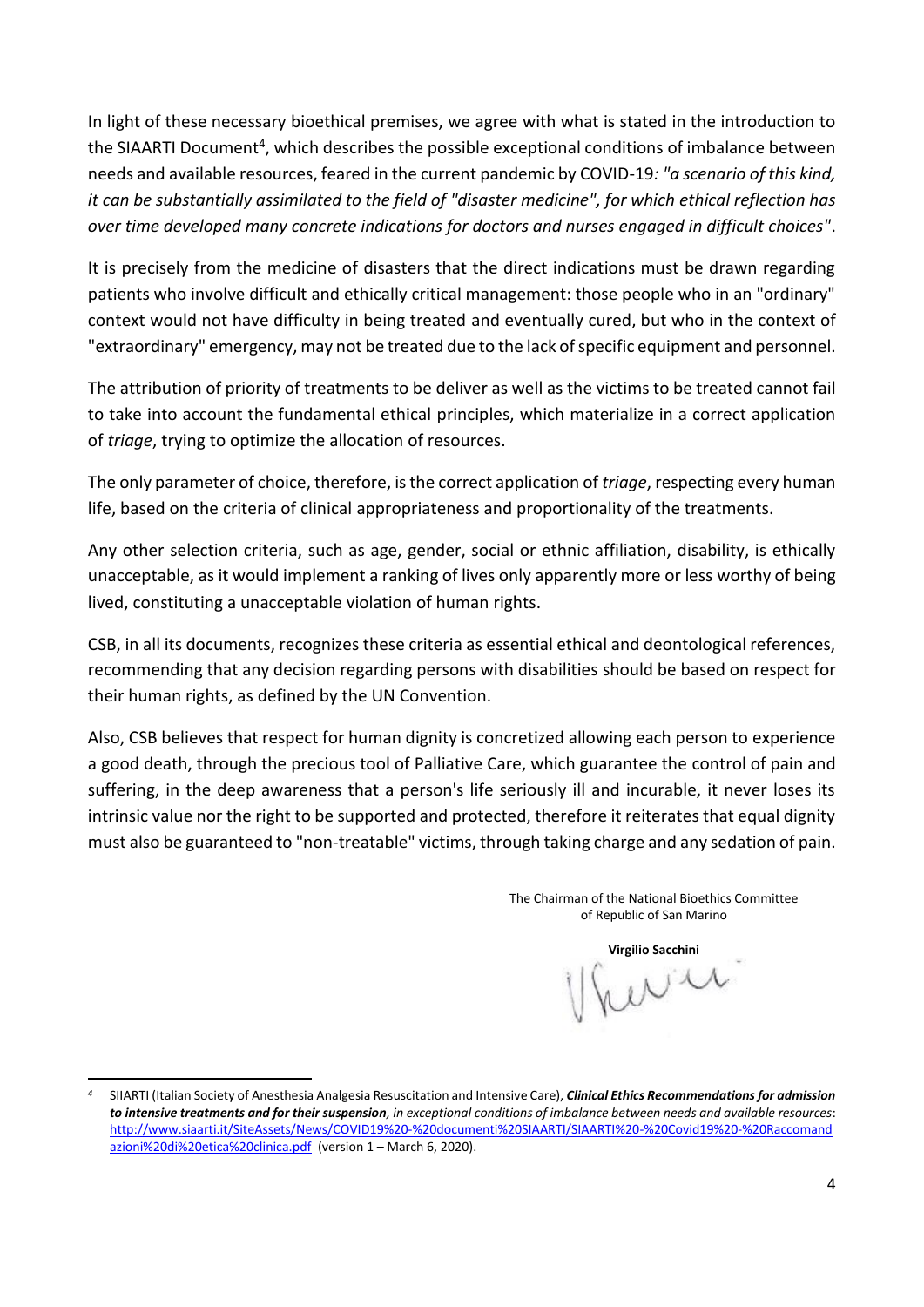In light of these necessary bioethical premises, we agree with what is stated in the introduction to the SIAARTI Document[4], which describes the possible exceptional conditions of imbalance between needs and available resources, feared in the current pandemic by COVID-19*: "a scenario of this kind, it can be substantially assimilated to the field of "disaster medicine", for which ethical reflection has over time developed many concrete indications for doctors and nurses engaged in difficult choices"*.

It is precisely from the medicine of disasters that the direct indications must be drawn regarding patients who involve difficult and ethically critical management: those people who in an "ordinary" context would not have difficulty in being treated and eventually cured, but who in the context of "extraordinary" emergency, may not be treated due to the lack of specific equipment and personnel.

The attribution of priority of treatments to be deliver as well as the victims to be treated cannot fail to take into account the fundamental ethical principles, which materialize in a correct application of *triage*, trying to optimize the allocation of resources.

The only parameter of choice, therefore, is the correct application of *triage*, respecting every human life, based on the criteria of clinical appropriateness and proportionality of the treatments.

Any other selection criteria, such as age, gender, social or ethnic affiliation, disability, is ethically unacceptable, as it would implement a ranking of lives only apparently more or less worthy of being lived, constituting a unacceptable violation of human rights.

CSB, in all its documents, recognizes these criteria as essential ethical and deontological references, recommending that any decision regarding persons with disabilities should be based on respect for their human rights, as defined by the UN Convention.

Also, CSB believes that respect for human dignity is concretized allowing each person to experience a good death, through the precious tool of Palliative Care, which guarantee the control of pain and suffering, in the deep awareness that a person's life seriously ill and incurable, it never loses its intrinsic value nor the right to be supported and protected, therefore it reiterates that equal dignity must also be guaranteed to "non-treatable" victims, through taking charge and any sedation of pain.

The Chairman of the National Bioethics Committee
of Republic of San Marino

**Virgilio Sacchini**

---

[4] SIIARTI (Italian Society of Anesthesia Analgesia Resuscitation and Intensive Care), ***Clinical Ethics Recommendations for admission to intensive treatments and for their suspension***, *in exceptional conditions of imbalance between needs and available resources*: http://www.siaarti.it/SiteAssets/News/COVID19%20-%20documenti%20SIAARTI/SIAARTI%20-%20Covid19%20-%20Raccomandazioni%20di%20etica%20clinica.pdf (version 1 – March 6, 2020).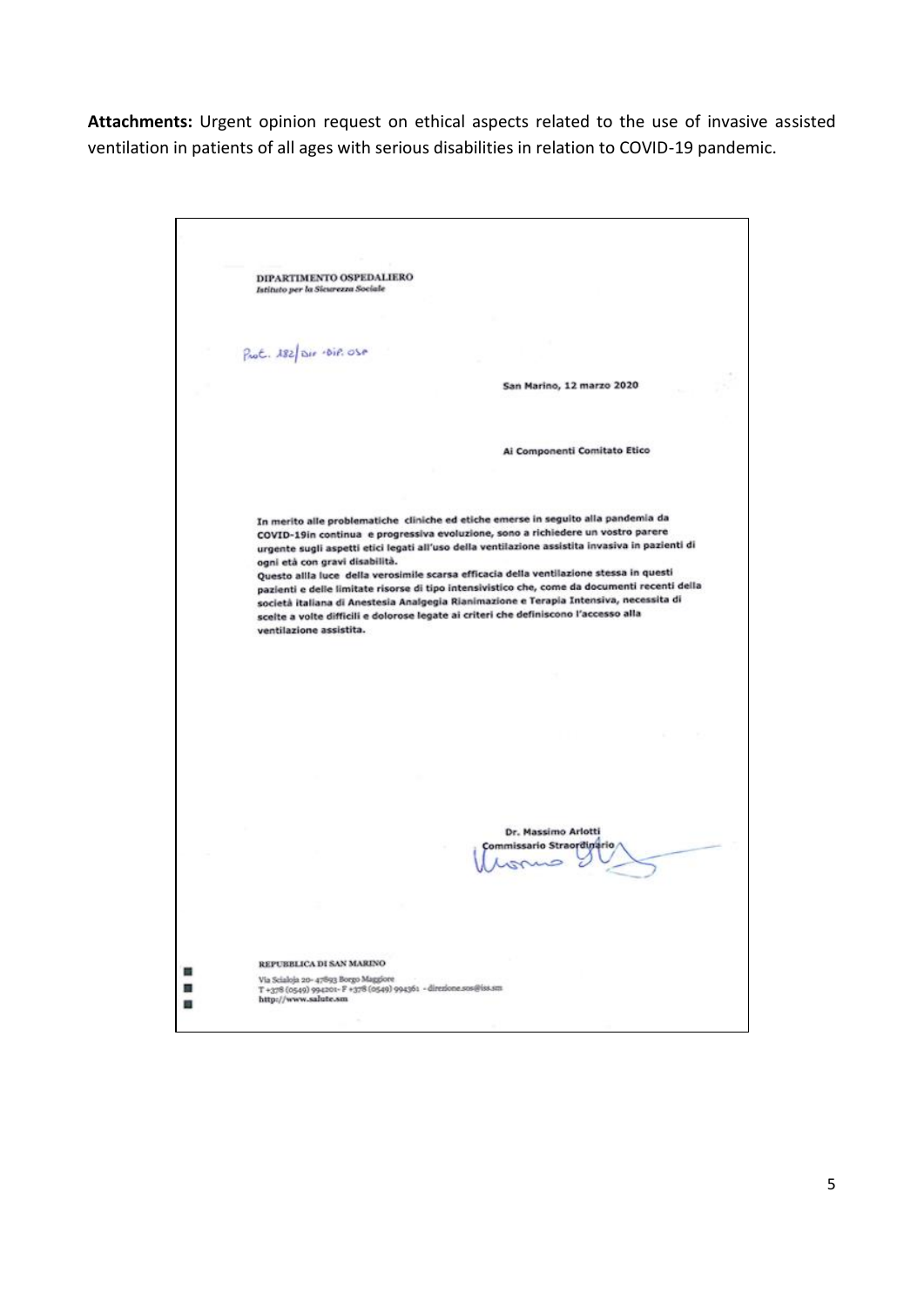**Attachments:** Urgent opinion request on ethical aspects related to the use of invasive assisted ventilation in patients of all ages with serious disabilities in relation to COVID-19 pandemic.

**DIPARTIMENTO OSPEDALIERO**
*Istituto per la Sicurezza Sociale*

Prot. 182/ Dir -Dip. osp

San Marino, 12 marzo 2020

Ai Componenti Comitato Etico

In merito alle problematiche cliniche ed etiche emerse in seguito alla pandemia da COVID-19in continua e progressiva evoluzione, sono a richiedere un vostro parere urgente sugli aspetti etici legati all'uso della ventilazione assistita invasiva in pazienti di ogni età con gravi disabilità.
Questo allla luce della verosimile scarsa efficacia della ventilazione stessa in questi pazienti e delle limitate risorse di tipo intensivistico che, come da documenti recenti della società italiana di Anestesia Analgegia Rianimazione e Terapia Intensiva, necessita di scelte a volte difficili e dolorose legate ai criteri che definiscono l'accesso alla ventilazione assistita.

Dr. Massimo Arlotti
Commissario Straordinario

REPUBBLICA DI SAN MARINO
Via Scialoja 20- 47893 Borgo Maggiore
T +378 (0549) 994201- F +378 (0549) 994361 - direzione.sos@iss.sm
http://www.salute.sm